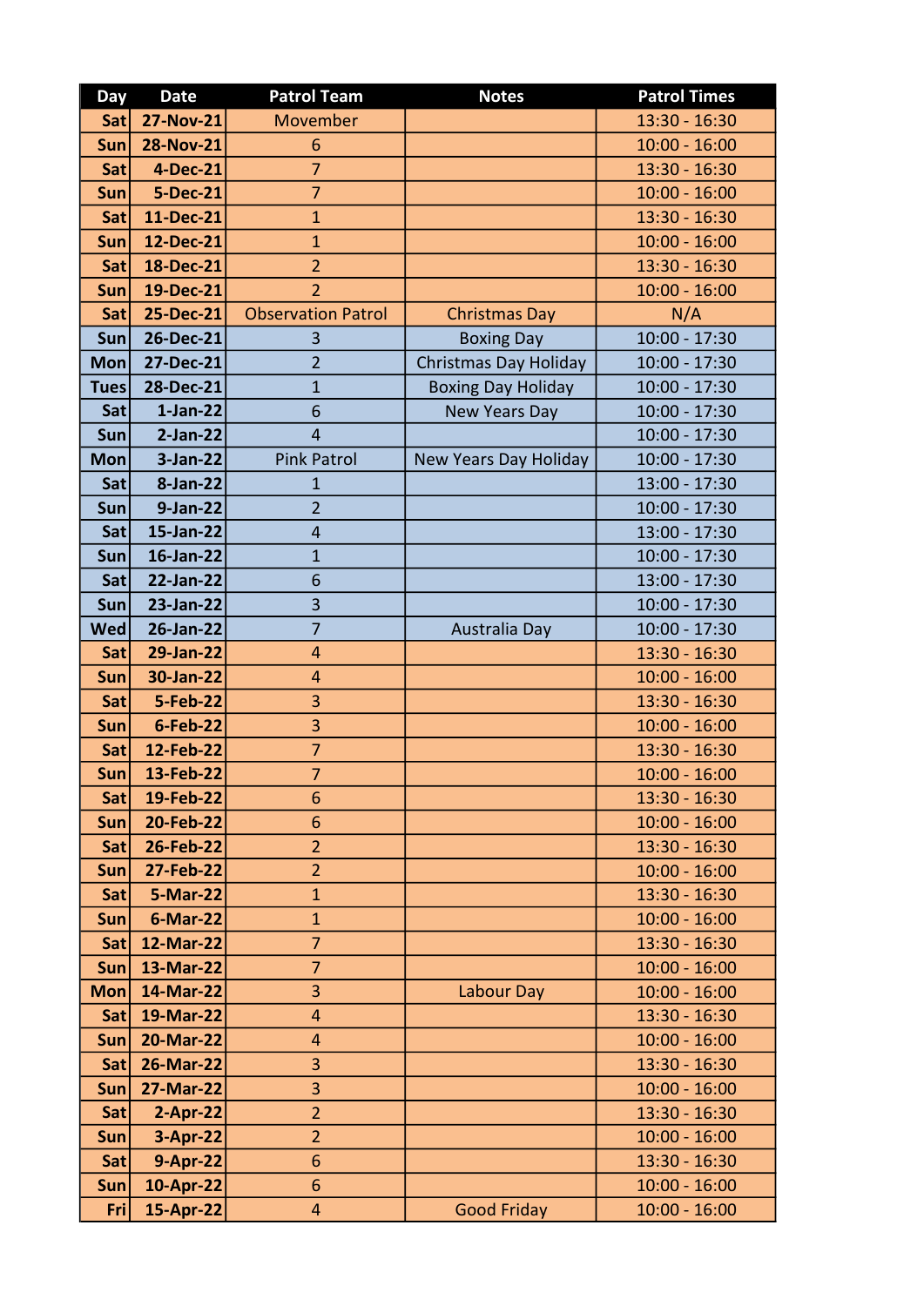| Day | Date | Patrol Team | Notes | Patrol Times |
|---|---|---|---|---|
| Sat | 27-Nov-21 | Movember | | 13:30 - 16:30 |
| Sun | 28-Nov-21 | 6 | | 10:00 - 16:00 |
| Sat | 4-Dec-21 | 7 | | 13:30 - 16:30 |
| Sun | 5-Dec-21 | 7 | | 10:00 - 16:00 |
| Sat | 11-Dec-21 | 1 | | 13:30 - 16:30 |
| Sun | 12-Dec-21 | 1 | | 10:00 - 16:00 |
| Sat | 18-Dec-21 | 2 | | 13:30 - 16:30 |
| Sun | 19-Dec-21 | 2 | | 10:00 - 16:00 |
| Sat | 25-Dec-21 | Observation Patrol | Christmas Day | N/A |
| Sun | 26-Dec-21 | 3 | Boxing Day | 10:00 - 17:30 |
| Mon | 27-Dec-21 | 2 | Christmas Day Holiday | 10:00 - 17:30 |
| Tues | 28-Dec-21 | 1 | Boxing Day Holiday | 10:00 - 17:30 |
| Sat | 1-Jan-22 | 6 | New Years Day | 10:00 - 17:30 |
| Sun | 2-Jan-22 | 4 | | 10:00 - 17:30 |
| Mon | 3-Jan-22 | Pink Patrol | New Years Day Holiday | 10:00 - 17:30 |
| Sat | 8-Jan-22 | 1 | | 13:00 - 17:30 |
| Sun | 9-Jan-22 | 2 | | 10:00 - 17:30 |
| Sat | 15-Jan-22 | 4 | | 13:00 - 17:30 |
| Sun | 16-Jan-22 | 1 | | 10:00 - 17:30 |
| Sat | 22-Jan-22 | 6 | | 13:00 - 17:30 |
| Sun | 23-Jan-22 | 3 | | 10:00 - 17:30 |
| Wed | 26-Jan-22 | 7 | Australia Day | 10:00 - 17:30 |
| Sat | 29-Jan-22 | 4 | | 13:30 - 16:30 |
| Sun | 30-Jan-22 | 4 | | 10:00 - 16:00 |
| Sat | 5-Feb-22 | 3 | | 13:30 - 16:30 |
| Sun | 6-Feb-22 | 3 | | 10:00 - 16:00 |
| Sat | 12-Feb-22 | 7 | | 13:30 - 16:30 |
| Sun | 13-Feb-22 | 7 | | 10:00 - 16:00 |
| Sat | 19-Feb-22 | 6 | | 13:30 - 16:30 |
| Sun | 20-Feb-22 | 6 | | 10:00 - 16:00 |
| Sat | 26-Feb-22 | 2 | | 13:30 - 16:30 |
| Sun | 27-Feb-22 | 2 | | 10:00 - 16:00 |
| Sat | 5-Mar-22 | 1 | | 13:30 - 16:30 |
| Sun | 6-Mar-22 | 1 | | 10:00 - 16:00 |
| Sat | 12-Mar-22 | 7 | | 13:30 - 16:30 |
| Sun | 13-Mar-22 | 7 | | 10:00 - 16:00 |
| Mon | 14-Mar-22 | 3 | Labour Day | 10:00 - 16:00 |
| Sat | 19-Mar-22 | 4 | | 13:30 - 16:30 |
| Sun | 20-Mar-22 | 4 | | 10:00 - 16:00 |
| Sat | 26-Mar-22 | 3 | | 13:30 - 16:30 |
| Sun | 27-Mar-22 | 3 | | 10:00 - 16:00 |
| Sat | 2-Apr-22 | 2 | | 13:30 - 16:30 |
| Sun | 3-Apr-22 | 2 | | 10:00 - 16:00 |
| Sat | 9-Apr-22 | 6 | | 13:30 - 16:30 |
| Sun | 10-Apr-22 | 6 | | 10:00 - 16:00 |
| Fri | 15-Apr-22 | 4 | Good Friday | 10:00 - 16:00 |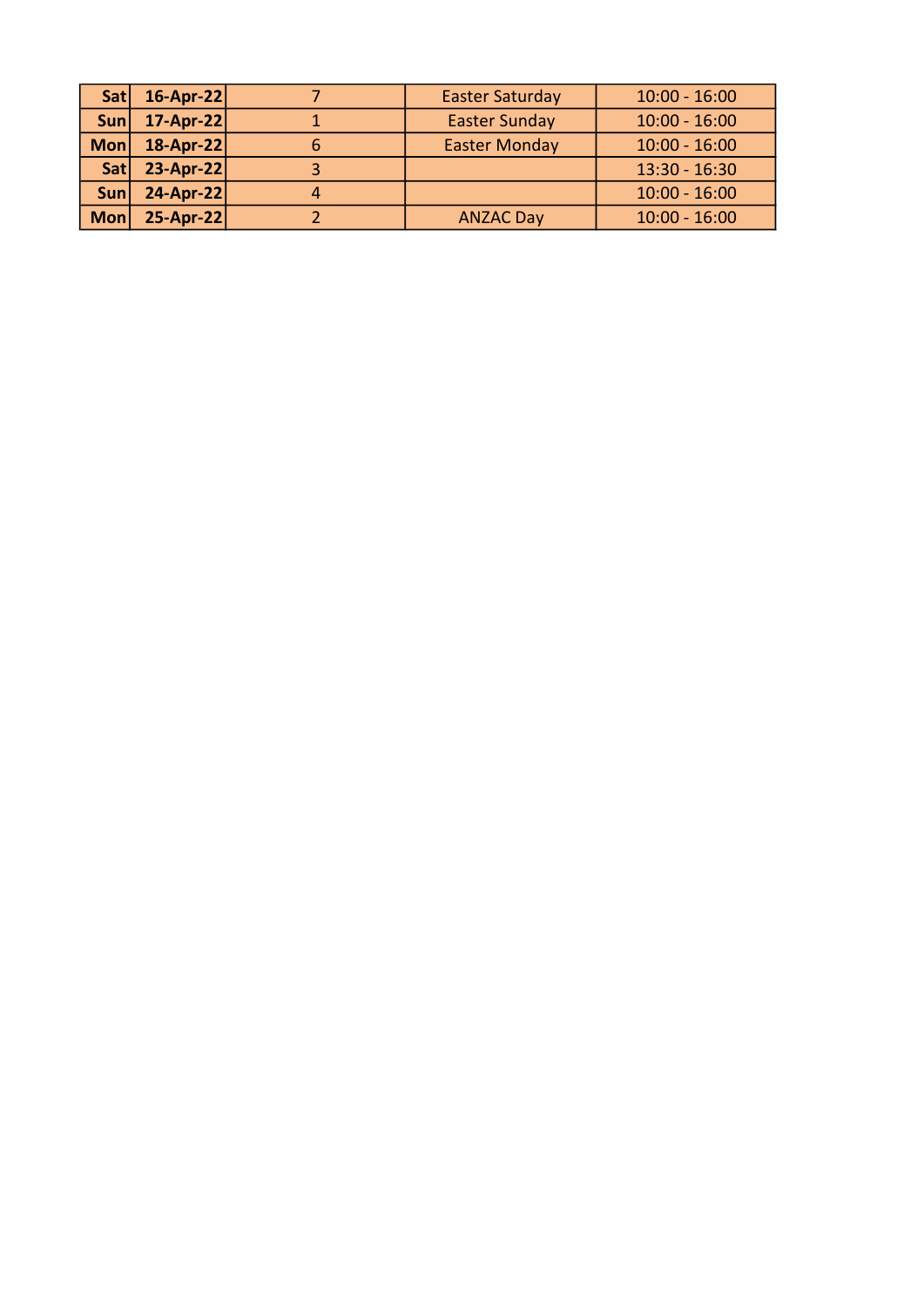| | | | | |
|---|---|---|---|---|
| **Sat** | **16-Apr-22** | 7 | Easter Saturday | 10:00 - 16:00 |
| **Sun** | **17-Apr-22** | 1 | Easter Sunday | 10:00 - 16:00 |
| **Mon** | **18-Apr-22** | 6 | Easter Monday | 10:00 - 16:00 |
| **Sat** | **23-Apr-22** | 3 | | 13:30 - 16:30 |
| **Sun** | **24-Apr-22** | 4 | | 10:00 - 16:00 |
| **Mon** | **25-Apr-22** | 2 | ANZAC Day | 10:00 - 16:00 |